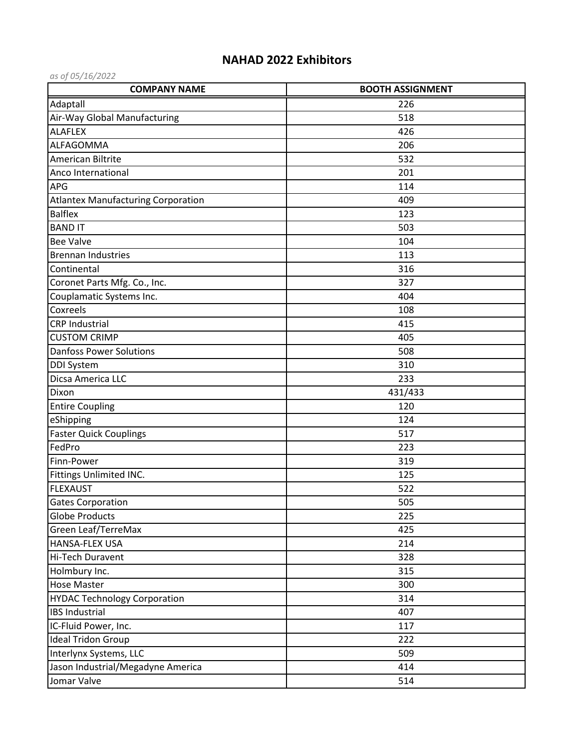# NAHAD 2022 Exhibitors

*as of 05/16/2022*

| COMPANY NAME | BOOTH ASSIGNMENT |
|---|---|
| Adaptall | 226 |
| Air-Way Global Manufacturing | 518 |
| ALAFLEX | 426 |
| ALFAGOMMA | 206 |
| American Biltrite | 532 |
| Anco International | 201 |
| APG | 114 |
| Atlantex Manufacturing Corporation | 409 |
| Balflex | 123 |
| BAND IT | 503 |
| Bee Valve | 104 |
| Brennan Industries | 113 |
| Continental | 316 |
| Coronet Parts Mfg. Co., Inc. | 327 |
| Couplamatic Systems Inc. | 404 |
| Coxreels | 108 |
| CRP Industrial | 415 |
| CUSTOM CRIMP | 405 |
| Danfoss Power Solutions | 508 |
| DDI System | 310 |
| Dicsa America LLC | 233 |
| Dixon | 431/433 |
| Entire Coupling | 120 |
| eShipping | 124 |
| Faster Quick Couplings | 517 |
| FedPro | 223 |
| Finn-Power | 319 |
| Fittings Unlimited INC. | 125 |
| FLEXAUST | 522 |
| Gates Corporation | 505 |
| Globe Products | 225 |
| Green Leaf/TerreMax | 425 |
| HANSA-FLEX USA | 214 |
| Hi-Tech Duravent | 328 |
| Holmbury Inc. | 315 |
| Hose Master | 300 |
| HYDAC Technology Corporation | 314 |
| IBS Industrial | 407 |
| IC-Fluid Power, Inc. | 117 |
| Ideal Tridon Group | 222 |
| Interlynx Systems, LLC | 509 |
| Jason Industrial/Megadyne America | 414 |
| Jomar Valve | 514 |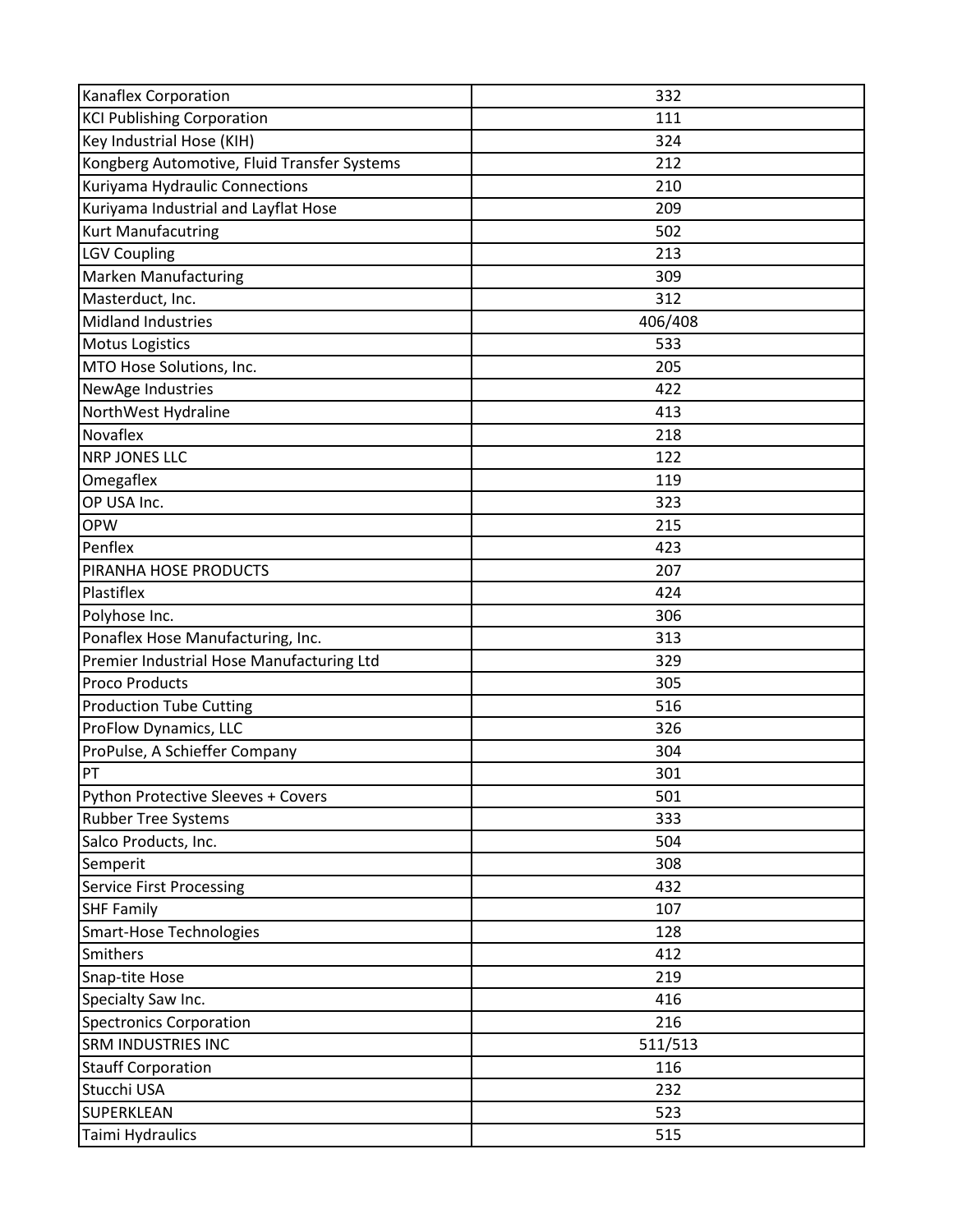| Kanaflex Corporation | 332 |
|---|---|
| KCI Publishing Corporation | 111 |
| Key Industrial Hose (KIH) | 324 |
| Kongberg Automotive, Fluid Transfer Systems | 212 |
| Kuriyama Hydraulic Connections | 210 |
| Kuriyama Industrial and Layflat Hose | 209 |
| Kurt Manufacutring | 502 |
| LGV Coupling | 213 |
| Marken Manufacturing | 309 |
| Masterduct, Inc. | 312 |
| Midland Industries | 406/408 |
| Motus Logistics | 533 |
| MTO Hose Solutions, Inc. | 205 |
| NewAge Industries | 422 |
| NorthWest Hydraline | 413 |
| Novaflex | 218 |
| NRP JONES LLC | 122 |
| Omegaflex | 119 |
| OP USA Inc. | 323 |
| OPW | 215 |
| Penflex | 423 |
| PIRANHA HOSE PRODUCTS | 207 |
| Plastiflex | 424 |
| Polyhose Inc. | 306 |
| Ponaflex Hose Manufacturing, Inc. | 313 |
| Premier Industrial Hose Manufacturing Ltd | 329 |
| Proco Products | 305 |
| Production Tube Cutting | 516 |
| ProFlow Dynamics, LLC | 326 |
| ProPulse, A Schieffer Company | 304 |
| PT | 301 |
| Python Protective Sleeves + Covers | 501 |
| Rubber Tree Systems | 333 |
| Salco Products, Inc. | 504 |
| Semperit | 308 |
| Service First Processing | 432 |
| SHF Family | 107 |
| Smart-Hose Technologies | 128 |
| Smithers | 412 |
| Snap-tite Hose | 219 |
| Specialty Saw Inc. | 416 |
| Spectronics Corporation | 216 |
| SRM INDUSTRIES INC | 511/513 |
| Stauff Corporation | 116 |
| Stucchi USA | 232 |
| SUPERKLEAN | 523 |
| Taimi Hydraulics | 515 |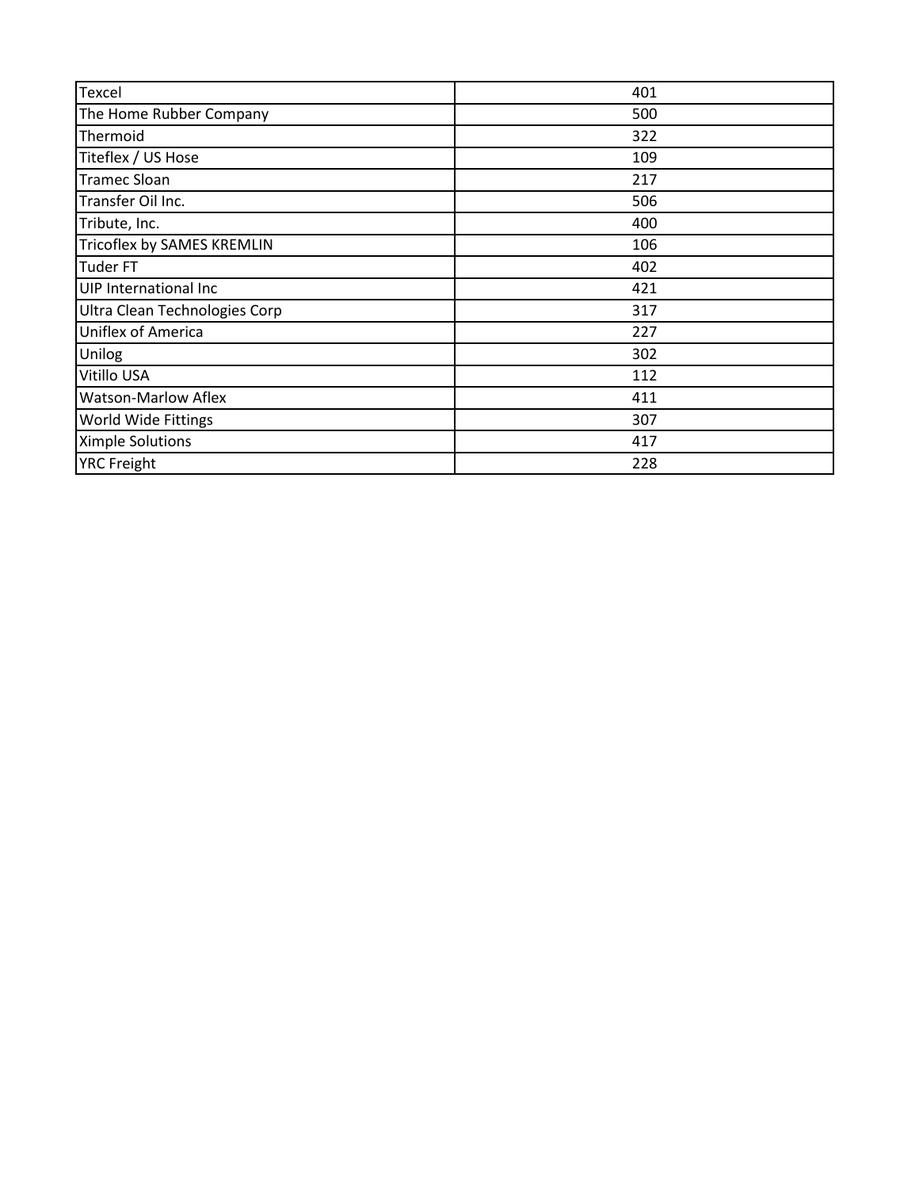| | |
|---|---|
| Texcel | 401 |
| The Home Rubber Company | 500 |
| Thermoid | 322 |
| Titeflex / US Hose | 109 |
| Tramec Sloan | 217 |
| Transfer Oil Inc. | 506 |
| Tribute, Inc. | 400 |
| Tricoflex by SAMES KREMLIN | 106 |
| Tuder FT | 402 |
| UIP International Inc | 421 |
| Ultra Clean Technologies Corp | 317 |
| Uniflex of America | 227 |
| Unilog | 302 |
| Vitillo USA | 112 |
| Watson-Marlow Aflex | 411 |
| World Wide Fittings | 307 |
| Ximple Solutions | 417 |
| YRC Freight | 228 |